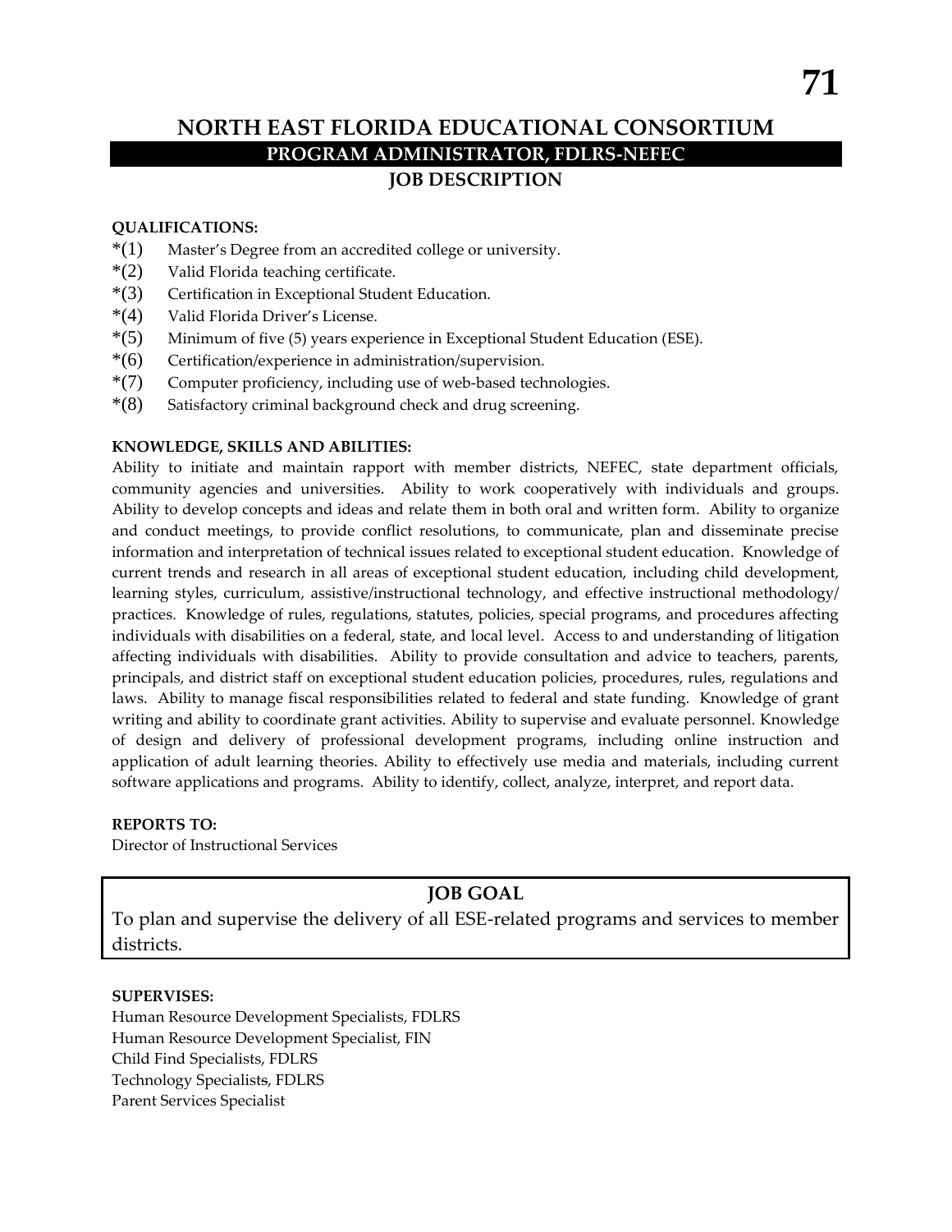# NORTH EAST FLORIDA EDUCATIONAL CONSORTIUM

## PROGRAM ADMINISTRATOR, FDLRS-NEFEC

## JOB DESCRIPTION

**QUALIFICATIONS:**

*(1) Master's Degree from an accredited college or university.
*(2) Valid Florida teaching certificate.
*(3) Certification in Exceptional Student Education.
*(4) Valid Florida Driver's License.
*(5) Minimum of five (5) years experience in Exceptional Student Education (ESE).
*(6) Certification/experience in administration/supervision.
*(7) Computer proficiency, including use of web-based technologies.
*(8) Satisfactory criminal background check and drug screening.

**KNOWLEDGE, SKILLS AND ABILITIES:**

Ability to initiate and maintain rapport with member districts, NEFEC, state department officials, community agencies and universities. Ability to work cooperatively with individuals and groups. Ability to develop concepts and ideas and relate them in both oral and written form. Ability to organize and conduct meetings, to provide conflict resolutions, to communicate, plan and disseminate precise information and interpretation of technical issues related to exceptional student education. Knowledge of current trends and research in all areas of exceptional student education, including child development, learning styles, curriculum, assistive/instructional technology, and effective instructional methodology/practices. Knowledge of rules, regulations, statutes, policies, special programs, and procedures affecting individuals with disabilities on a federal, state, and local level. Access to and understanding of litigation affecting individuals with disabilities. Ability to provide consultation and advice to teachers, parents, principals, and district staff on exceptional student education policies, procedures, rules, regulations and laws. Ability to manage fiscal responsibilities related to federal and state funding. Knowledge of grant writing and ability to coordinate grant activities. Ability to supervise and evaluate personnel. Knowledge of design and delivery of professional development programs, including online instruction and application of adult learning theories. Ability to effectively use media and materials, including current software applications and programs. Ability to identify, collect, analyze, interpret, and report data.

**REPORTS TO:**

Director of Instructional Services

**JOB GOAL**

To plan and supervise the delivery of all ESE-related programs and services to member districts.

**SUPERVISES:**

Human Resource Development Specialists, FDLRS
Human Resource Development Specialist, FIN
Child Find Specialists, FDLRS
Technology Specialists, FDLRS
Parent Services Specialist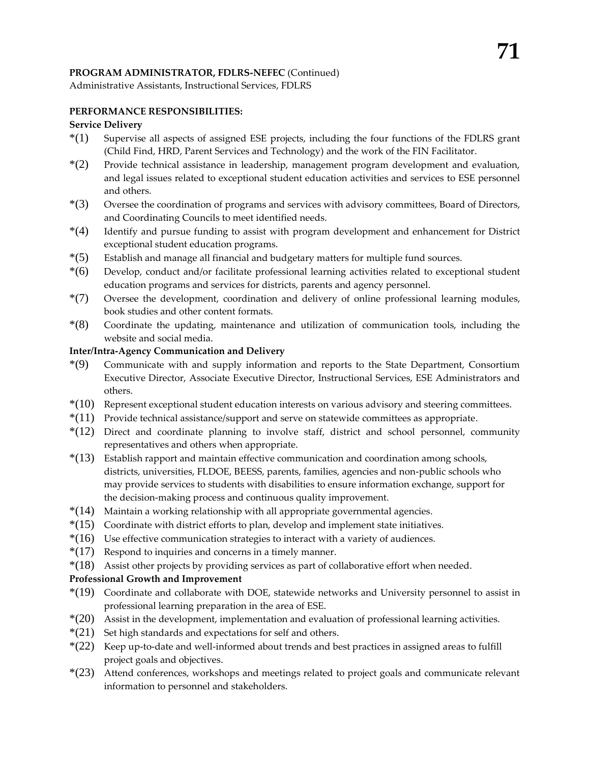**PROGRAM ADMINISTRATOR, FDLRS-NEFEC** (Continued)
Administrative Assistants, Instructional Services, FDLRS

**PERFORMANCE RESPONSIBILITIES:**

**Service Delivery**

*(1) Supervise all aspects of assigned ESE projects, including the four functions of the FDLRS grant (Child Find, HRD, Parent Services and Technology) and the work of the FIN Facilitator.

*(2) Provide technical assistance in leadership, management program development and evaluation, and legal issues related to exceptional student education activities and services to ESE personnel and others.

*(3) Oversee the coordination of programs and services with advisory committees, Board of Directors, and Coordinating Councils to meet identified needs.

*(4) Identify and pursue funding to assist with program development and enhancement for District exceptional student education programs.

*(5) Establish and manage all financial and budgetary matters for multiple fund sources.

*(6) Develop, conduct and/or facilitate professional learning activities related to exceptional student education programs and services for districts, parents and agency personnel.

*(7) Oversee the development, coordination and delivery of online professional learning modules, book studies and other content formats.

*(8) Coordinate the updating, maintenance and utilization of communication tools, including the website and social media.

**Inter/Intra-Agency Communication and Delivery**

*(9) Communicate with and supply information and reports to the State Department, Consortium Executive Director, Associate Executive Director, Instructional Services, ESE Administrators and others.

*(10) Represent exceptional student education interests on various advisory and steering committees.

*(11) Provide technical assistance/support and serve on statewide committees as appropriate.

*(12) Direct and coordinate planning to involve staff, district and school personnel, community representatives and others when appropriate.

*(13) Establish rapport and maintain effective communication and coordination among schools, districts, universities, FLDOE, BEESS, parents, families, agencies and non-public schools who may provide services to students with disabilities to ensure information exchange, support for the decision-making process and continuous quality improvement.

*(14) Maintain a working relationship with all appropriate governmental agencies.

*(15) Coordinate with district efforts to plan, develop and implement state initiatives.

*(16) Use effective communication strategies to interact with a variety of audiences.

*(17) Respond to inquiries and concerns in a timely manner.

*(18) Assist other projects by providing services as part of collaborative effort when needed.

**Professional Growth and Improvement**

*(19) Coordinate and collaborate with DOE, statewide networks and University personnel to assist in professional learning preparation in the area of ESE.

*(20) Assist in the development, implementation and evaluation of professional learning activities.

*(21) Set high standards and expectations for self and others.

*(22) Keep up-to-date and well-informed about trends and best practices in assigned areas to fulfill project goals and objectives.

*(23) Attend conferences, workshops and meetings related to project goals and communicate relevant information to personnel and stakeholders.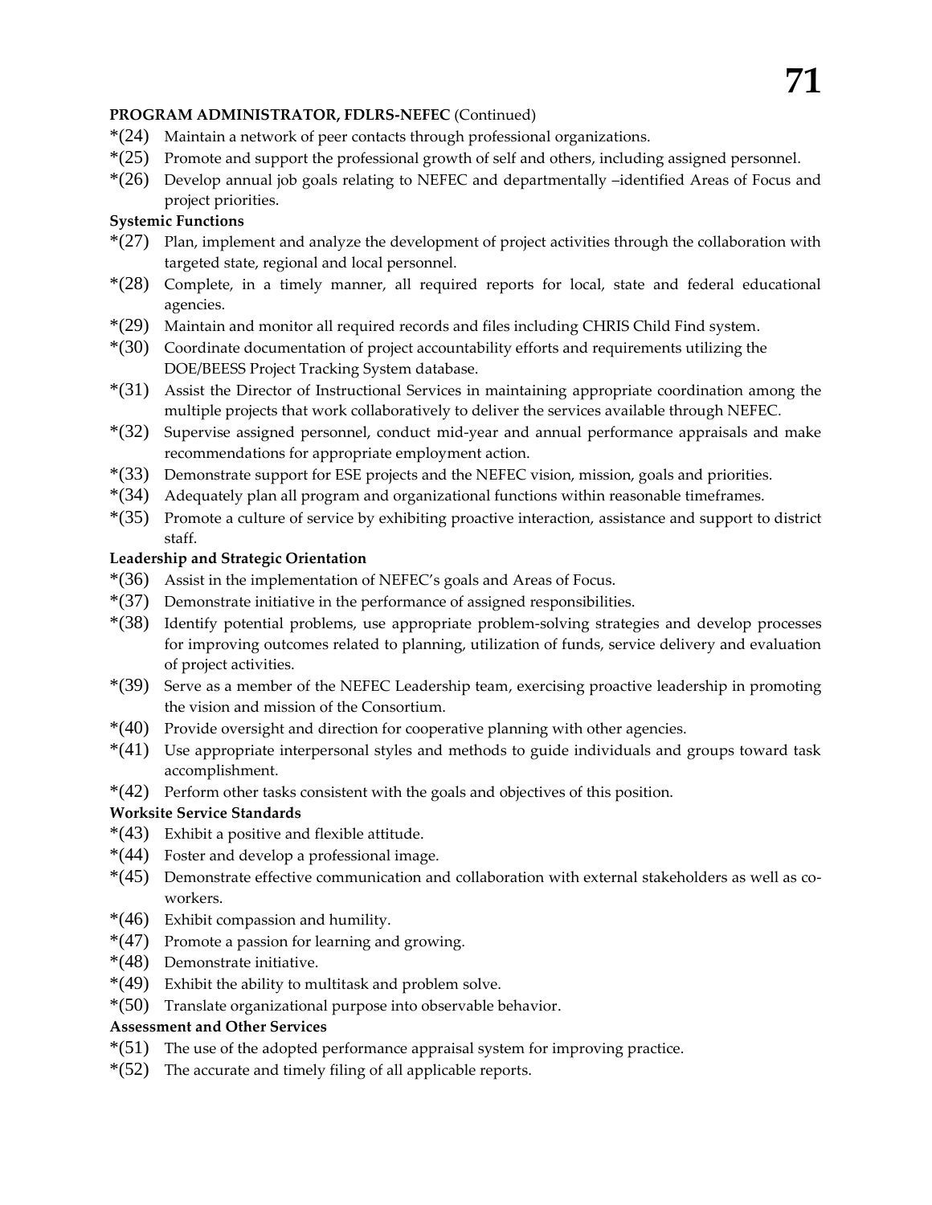**PROGRAM ADMINISTRATOR, FDLRS-NEFEC** (Continued)

*(24) Maintain a network of peer contacts through professional organizations.

*(25) Promote and support the professional growth of self and others, including assigned personnel.

*(26) Develop annual job goals relating to NEFEC and departmentally –identified Areas of Focus and project priorities.

**Systemic Functions**

*(27) Plan, implement and analyze the development of project activities through the collaboration with targeted state, regional and local personnel.

*(28) Complete, in a timely manner, all required reports for local, state and federal educational agencies.

*(29) Maintain and monitor all required records and files including CHRIS Child Find system.

*(30) Coordinate documentation of project accountability efforts and requirements utilizing the DOE/BEESS Project Tracking System database.

*(31) Assist the Director of Instructional Services in maintaining appropriate coordination among the multiple projects that work collaboratively to deliver the services available through NEFEC.

*(32) Supervise assigned personnel, conduct mid-year and annual performance appraisals and make recommendations for appropriate employment action.

*(33) Demonstrate support for ESE projects and the NEFEC vision, mission, goals and priorities.

*(34) Adequately plan all program and organizational functions within reasonable timeframes.

*(35) Promote a culture of service by exhibiting proactive interaction, assistance and support to district staff.

**Leadership and Strategic Orientation**

*(36) Assist in the implementation of NEFEC's goals and Areas of Focus.

*(37) Demonstrate initiative in the performance of assigned responsibilities.

*(38) Identify potential problems, use appropriate problem-solving strategies and develop processes for improving outcomes related to planning, utilization of funds, service delivery and evaluation of project activities.

*(39) Serve as a member of the NEFEC Leadership team, exercising proactive leadership in promoting the vision and mission of the Consortium.

*(40) Provide oversight and direction for cooperative planning with other agencies.

*(41) Use appropriate interpersonal styles and methods to guide individuals and groups toward task accomplishment.

*(42) Perform other tasks consistent with the goals and objectives of this position.

**Worksite Service Standards**

*(43) Exhibit a positive and flexible attitude.

*(44) Foster and develop a professional image.

*(45) Demonstrate effective communication and collaboration with external stakeholders as well as co-workers.

*(46) Exhibit compassion and humility.

*(47) Promote a passion for learning and growing.

*(48) Demonstrate initiative.

*(49) Exhibit the ability to multitask and problem solve.

*(50) Translate organizational purpose into observable behavior.

**Assessment and Other Services**

*(51) The use of the adopted performance appraisal system for improving practice.

*(52) The accurate and timely filing of all applicable reports.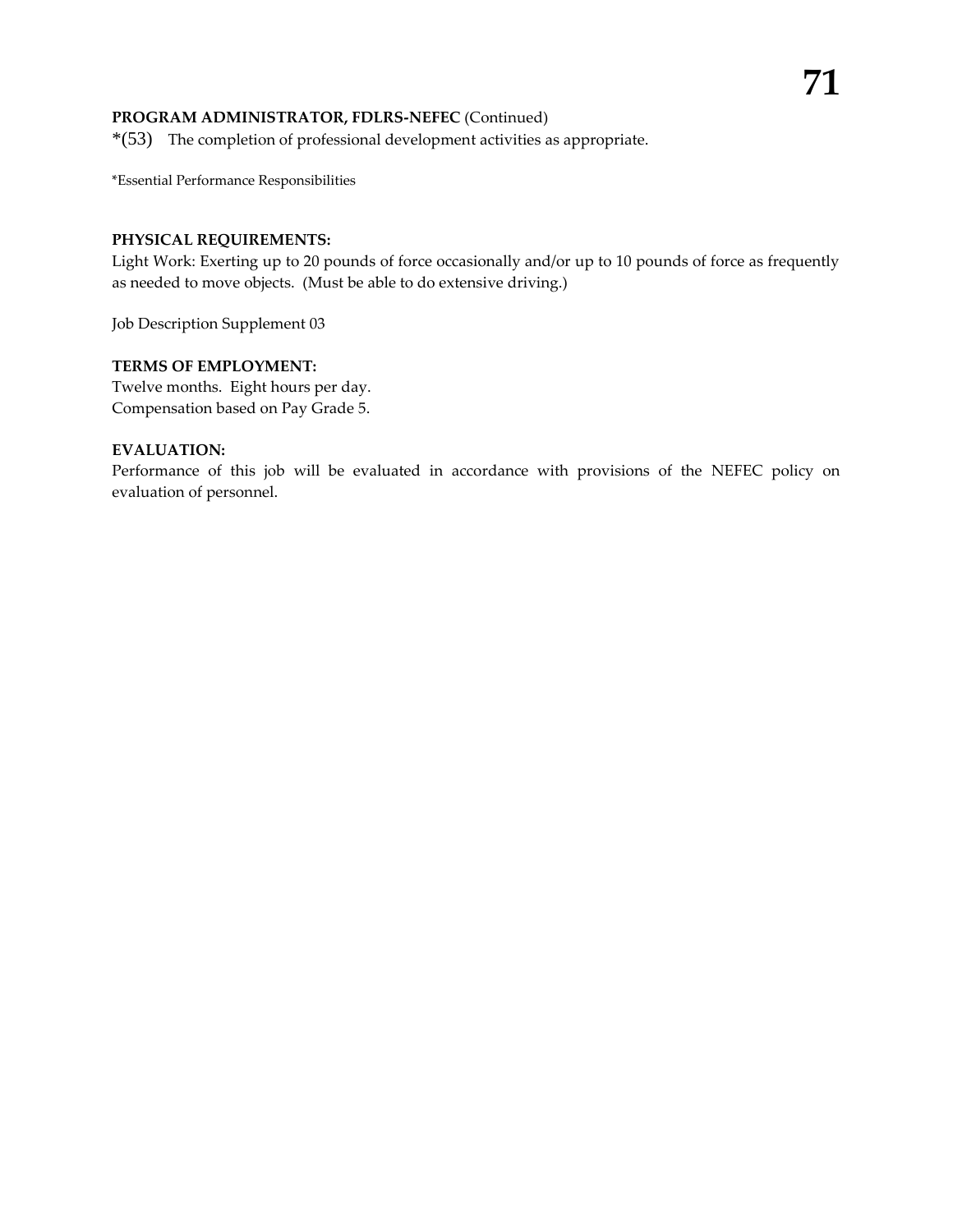**PROGRAM ADMINISTRATOR, FDLRS-NEFEC** (Continued)

*(53) The completion of professional development activities as appropriate.

*Essential Performance Responsibilities

**PHYSICAL REQUIREMENTS:**

Light Work: Exerting up to 20 pounds of force occasionally and/or up to 10 pounds of force as frequently as needed to move objects. (Must be able to do extensive driving.)

Job Description Supplement 03

**TERMS OF EMPLOYMENT:**

Twelve months. Eight hours per day.
Compensation based on Pay Grade 5.

**EVALUATION:**

Performance of this job will be evaluated in accordance with provisions of the NEFEC policy on evaluation of personnel.